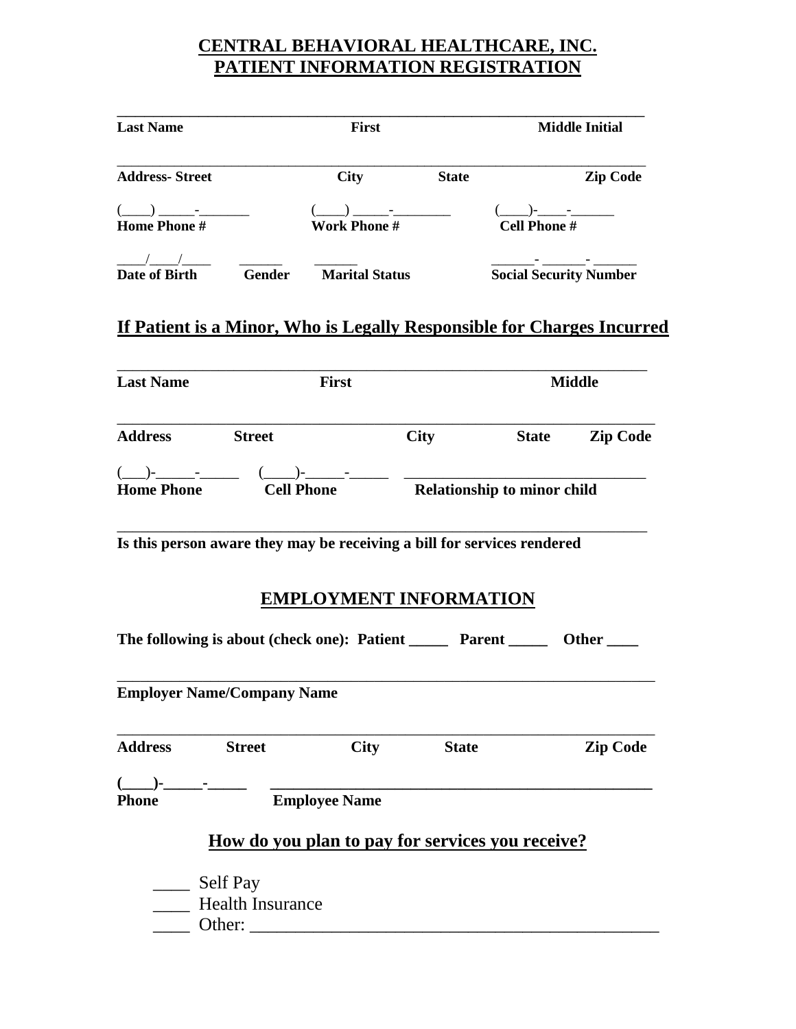# CENTRAL BEHAVIORAL HEALTHCARE, INC.
# PATIENT INFORMATION REGISTRATION

______________________________________________________________________
**Last Name** **First** **Middle Initial**

______________________________________________________________________
**Address- Street** **City** **State** **Zip Code**

(____) _____-_______ (____) _____-________ (____)-____-______
**Home Phone #** **Work Phone #** **Cell Phone #**

____/____/____ ______ ______ ______- ______- ______
**Date of Birth** **Gender** **Marital Status** **Social Security Number**

## If Patient is a Minor, Who is Legally Responsible for Charges Incurred

______________________________________________________________________
**Last Name** **First** **Middle**

______________________________________________________________________
**Address** **Street** **City** **State** **Zip Code**

(___)-_____-_____ (____)-_____-_____ ______________________________
**Home Phone** **Cell Phone** **Relationship to minor child**

______________________________________________________________________
**Is this person aware they may be receiving a bill for services rendered**

## EMPLOYMENT INFORMATION

**The following is about (check one): Patient _____ Parent _____ Other ____**

______________________________________________________________________
**Employer Name/Company Name**

______________________________________________________________________
**Address** **Street** **City** **State** **Zip Code**

**(____)-_____-_____** **______________________________________________**
**Phone** **Employee Name**

## How do you plan to pay for services you receive?

____ Self Pay
____ Health Insurance
____ Other: _______________________________________________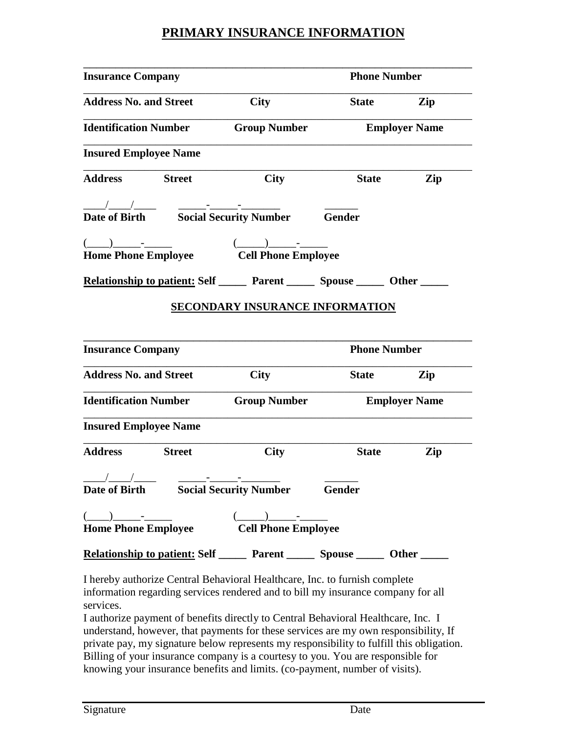## PRIMARY INSURANCE INFORMATION

______________________________________________________________________

**Insurance Company** **Phone Number**

______________________________________________________________________

**Address No. and Street** **City** **State** **Zip**

______________________________________________________________________

**Identification Number** **Group Number** **Employer Name**

______________________________________________________________________

**Insured Employee Name**

______________________________________________________________________

**Address** **Street** **City** **State** **Zip**

____/____/____ _____-_____-_______ ______
**Date of Birth** **Social Security Number** **Gender**

(____)_____-_____ (_____)_____-_____
**Home Phone Employee** **Cell Phone Employee**

**Relationship to patient:** **Self _____ Parent _____ Spouse _____ Other _____**

## SECONDARY INSURANCE INFORMATION

______________________________________________________________________

**Insurance Company** **Phone Number**

______________________________________________________________________

**Address No. and Street** **City** **State** **Zip**

______________________________________________________________________

**Identification Number** **Group Number** **Employer Name**

______________________________________________________________________

**Insured Employee Name**

______________________________________________________________________

**Address** **Street** **City** **State** **Zip**

____/____/____ _____-_____-_______ ______
**Date of Birth** **Social Security Number** **Gender**

(____)_____-_____ (_____)_____-_____
**Home Phone Employee** **Cell Phone Employee**

**Relationship to patient:** **Self _____ Parent _____ Spouse _____ Other _____**

I hereby authorize Central Behavioral Healthcare, Inc. to furnish complete information regarding services rendered and to bill my insurance company for all services.
I authorize payment of benefits directly to Central Behavioral Healthcare, Inc. I understand, however, that payments for these services are my own responsibility, If private pay, my signature below represents my responsibility to fulfill this obligation. Billing of your insurance company is a courtesy to you. You are responsible for knowing your insurance benefits and limits. (co-payment, number of visits).

______________________________________________________________________

Signature Date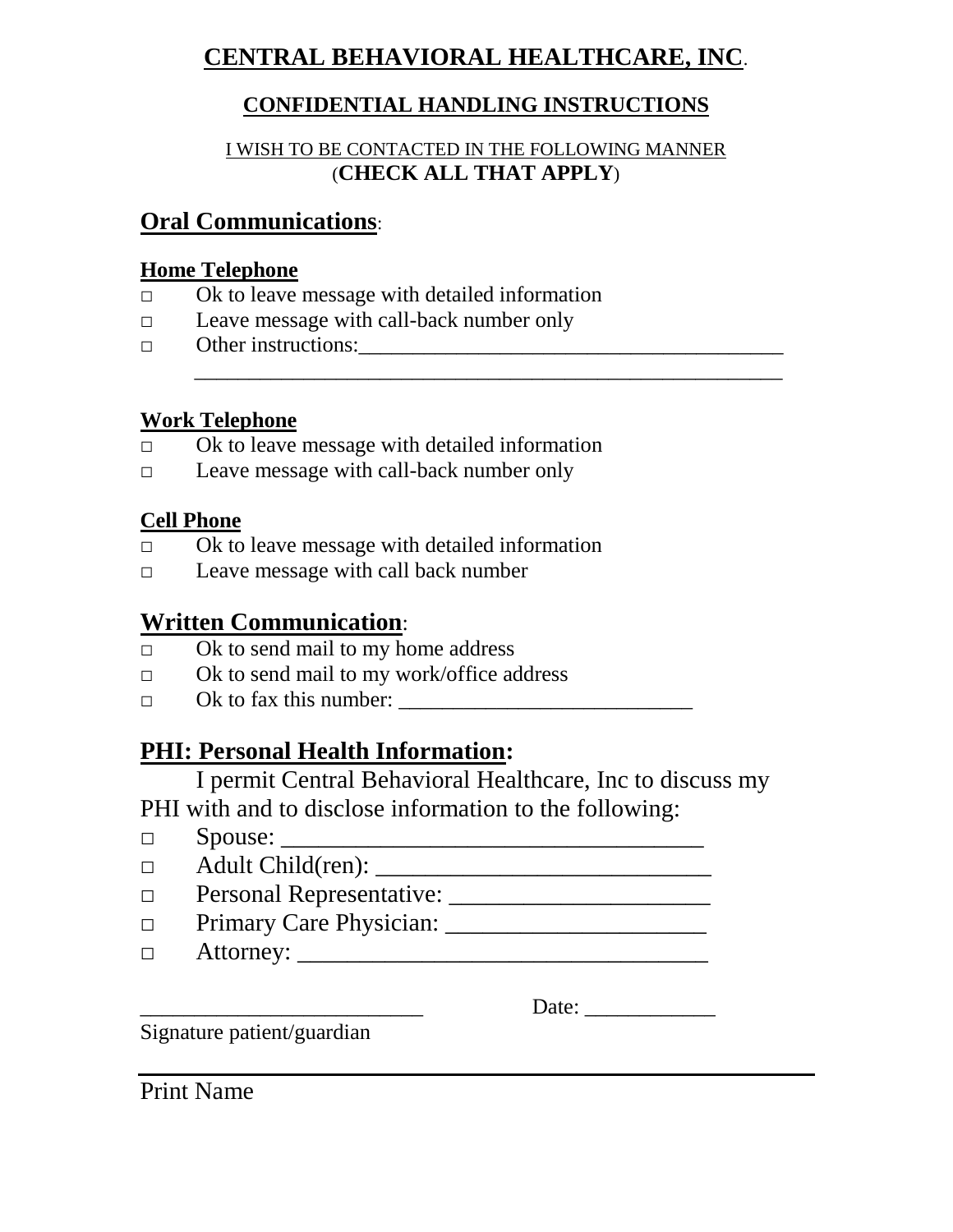# CENTRAL BEHAVIORAL HEALTHCARE, INC.

## CONFIDENTIAL HANDLING INSTRUCTIONS

I WISH TO BE CONTACTED IN THE FOLLOWING MANNER
(**CHECK ALL THAT APPLY**)

## Oral Communications:

### Home Telephone

- □ Ok to leave message with detailed information
- □ Leave message with call-back number only
- □ Other instructions:______________________________________
  ______________________________________________________

### Work Telephone

- □ Ok to leave message with detailed information
- □ Leave message with call-back number only

### Cell Phone

- □ Ok to leave message with detailed information
- □ Leave message with call back number

## Written Communication:

- □ Ok to send mail to my home address
- □ Ok to send mail to my work/office address
- □ Ok to fax this number: ___________________________

## PHI: Personal Health Information:

I permit Central Behavioral Healthcare, Inc to discuss my PHI with and to disclose information to the following:

- □ Spouse: ___________________________________
- □ Adult Child(ren): ___________________________
- □ Personal Representative: _____________________
- □ Primary Care Physician: _____________________
- □ Attorney: _________________________________

_________________________ Date: ____________
Signature patient/guardian

_______________________________________________
Print Name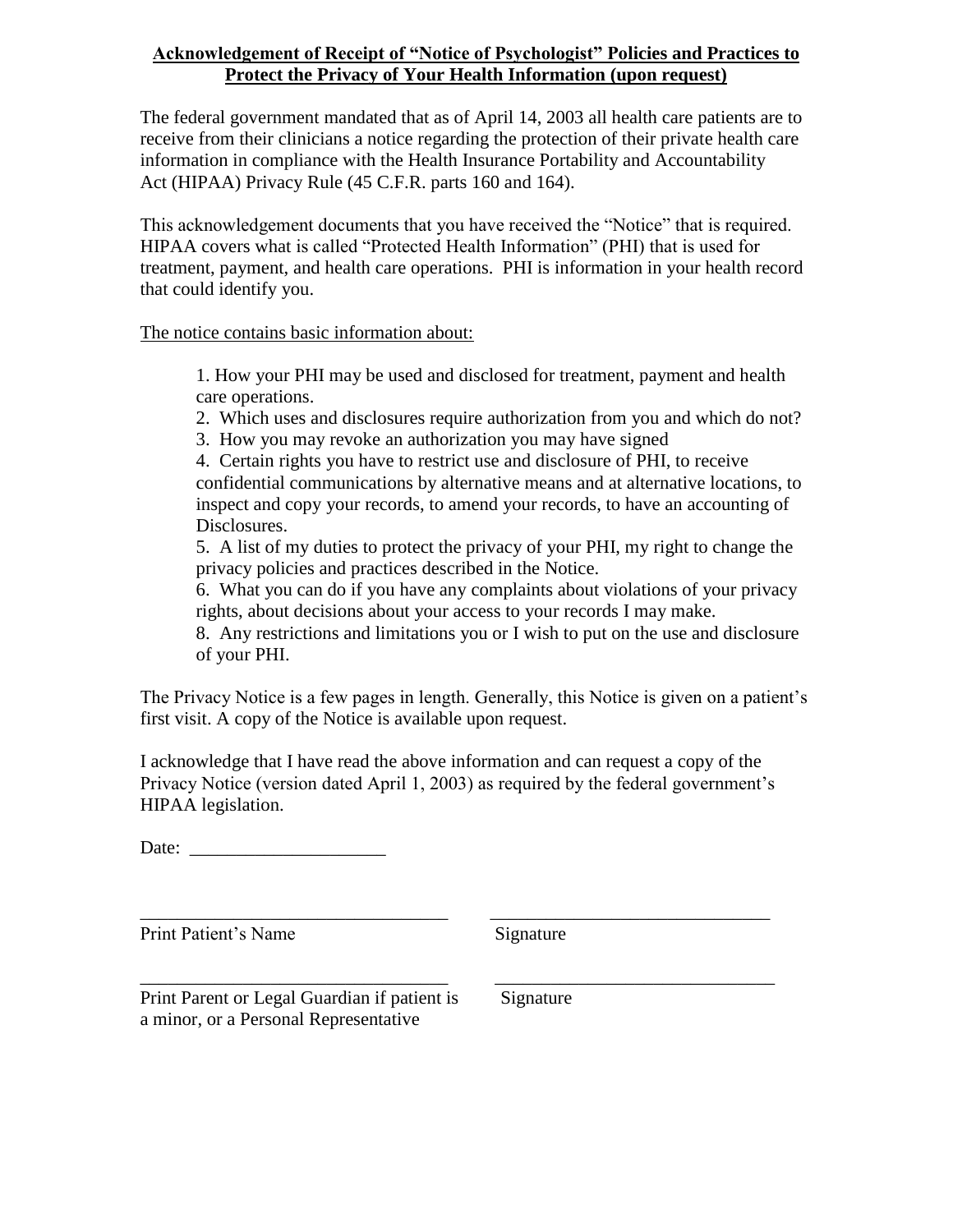**Acknowledgement of Receipt of "Notice of Psychologist" Policies and Practices to Protect the Privacy of Your Health Information (upon request)**

The federal government mandated that as of April 14, 2003 all health care patients are to receive from their clinicians a notice regarding the protection of their private health care information in compliance with the Health Insurance Portability and Accountability Act (HIPAA) Privacy Rule (45 C.F.R. parts 160 and 164).

This acknowledgement documents that you have received the "Notice" that is required. HIPAA covers what is called "Protected Health Information" (PHI) that is used for treatment, payment, and health care operations. PHI is information in your health record that could identify you.

<u>The notice contains basic information about:</u>

1. How your PHI may be used and disclosed for treatment, payment and health care operations.
2. Which uses and disclosures require authorization from you and which do not?
3. How you may revoke an authorization you may have signed
4. Certain rights you have to restrict use and disclosure of PHI, to receive confidential communications by alternative means and at alternative locations, to inspect and copy your records, to amend your records, to have an accounting of Disclosures.
5. A list of my duties to protect the privacy of your PHI, my right to change the privacy policies and practices described in the Notice.
6. What you can do if you have any complaints about violations of your privacy rights, about decisions about your access to your records I may make.

8. Any restrictions and limitations you or I wish to put on the use and disclosure of your PHI.

The Privacy Notice is a few pages in length. Generally, this Notice is given on a patient's first visit. A copy of the Notice is available upon request.

I acknowledge that I have read the above information and can request a copy of the Privacy Notice (version dated April 1, 2003) as required by the federal government's HIPAA legislation.

Date: ____________________

| ________________________________ | ______________________________ |
|---|---|
| Print Patient's Name | Signature |
| ________________________________ | ______________________________ |
| Print Parent or Legal Guardian if patient is a minor, or a Personal Representative | Signature |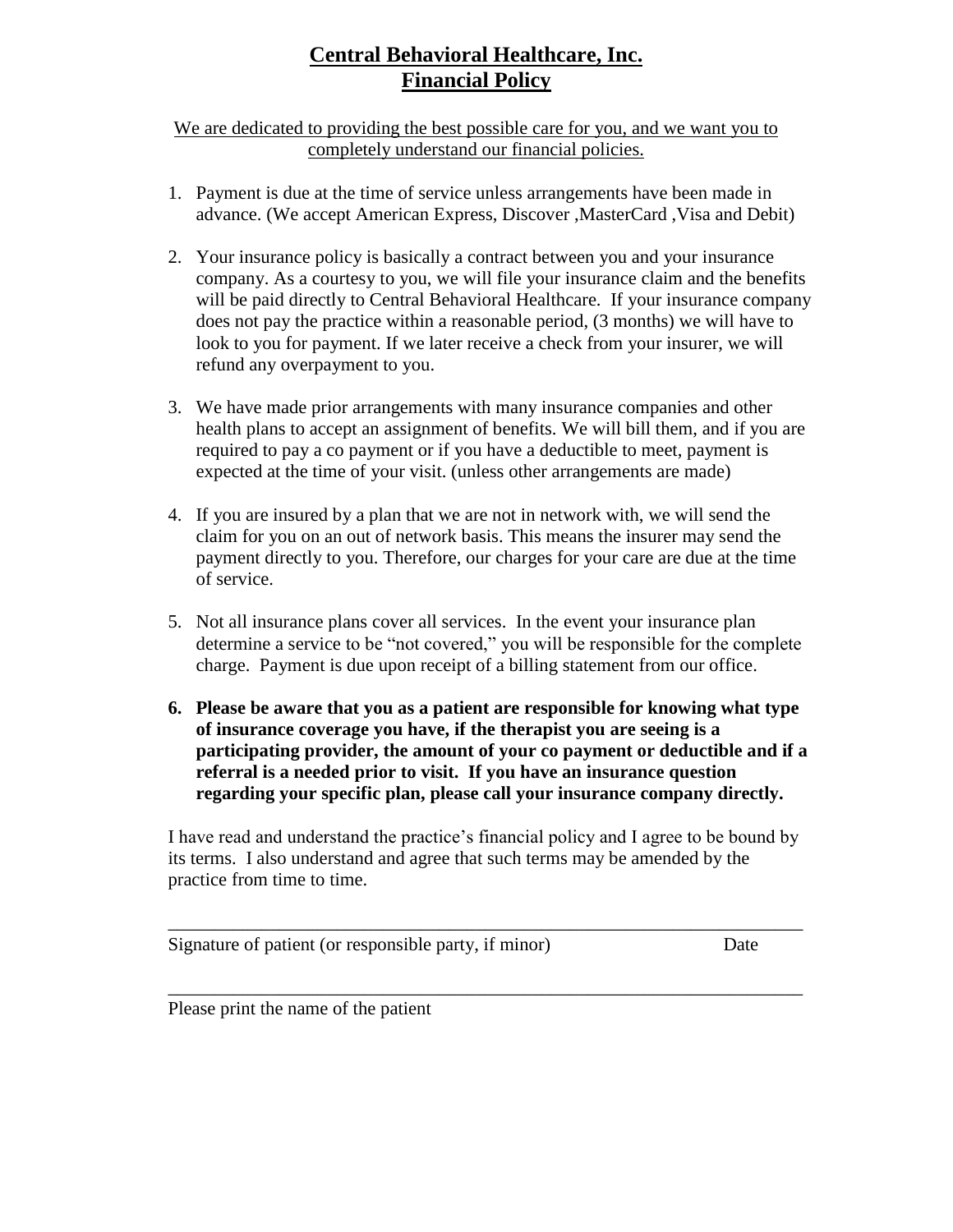# Central Behavioral Healthcare, Inc.
# Financial Policy

We are dedicated to providing the best possible care for you, and we want you to completely understand our financial policies.

1. Payment is due at the time of service unless arrangements have been made in advance. (We accept American Express, Discover ,MasterCard ,Visa and Debit)

2. Your insurance policy is basically a contract between you and your insurance company. As a courtesy to you, we will file your insurance claim and the benefits will be paid directly to Central Behavioral Healthcare. If your insurance company does not pay the practice within a reasonable period, (3 months) we will have to look to you for payment. If we later receive a check from your insurer, we will refund any overpayment to you.

3. We have made prior arrangements with many insurance companies and other health plans to accept an assignment of benefits. We will bill them, and if you are required to pay a co payment or if you have a deductible to meet, payment is expected at the time of your visit. (unless other arrangements are made)

4. If you are insured by a plan that we are not in network with, we will send the claim for you on an out of network basis. This means the insurer may send the payment directly to you. Therefore, our charges for your care are due at the time of service.

5. Not all insurance plans cover all services. In the event your insurance plan determine a service to be "not covered," you will be responsible for the complete charge. Payment is due upon receipt of a billing statement from our office.

6. **Please be aware that you as a patient are responsible for knowing what type of insurance coverage you have, if the therapist you are seeing is a participating provider, the amount of your co payment or deductible and if a referral is a needed prior to visit. If you have an insurance question regarding your specific plan, please call your insurance company directly.**

I have read and understand the practice's financial policy and I agree to be bound by its terms. I also understand and agree that such terms may be amended by the practice from time to time.

_______________________________________________________________________

Signature of patient (or responsible party, if minor) Date

_______________________________________________________________________

Please print the name of the patient